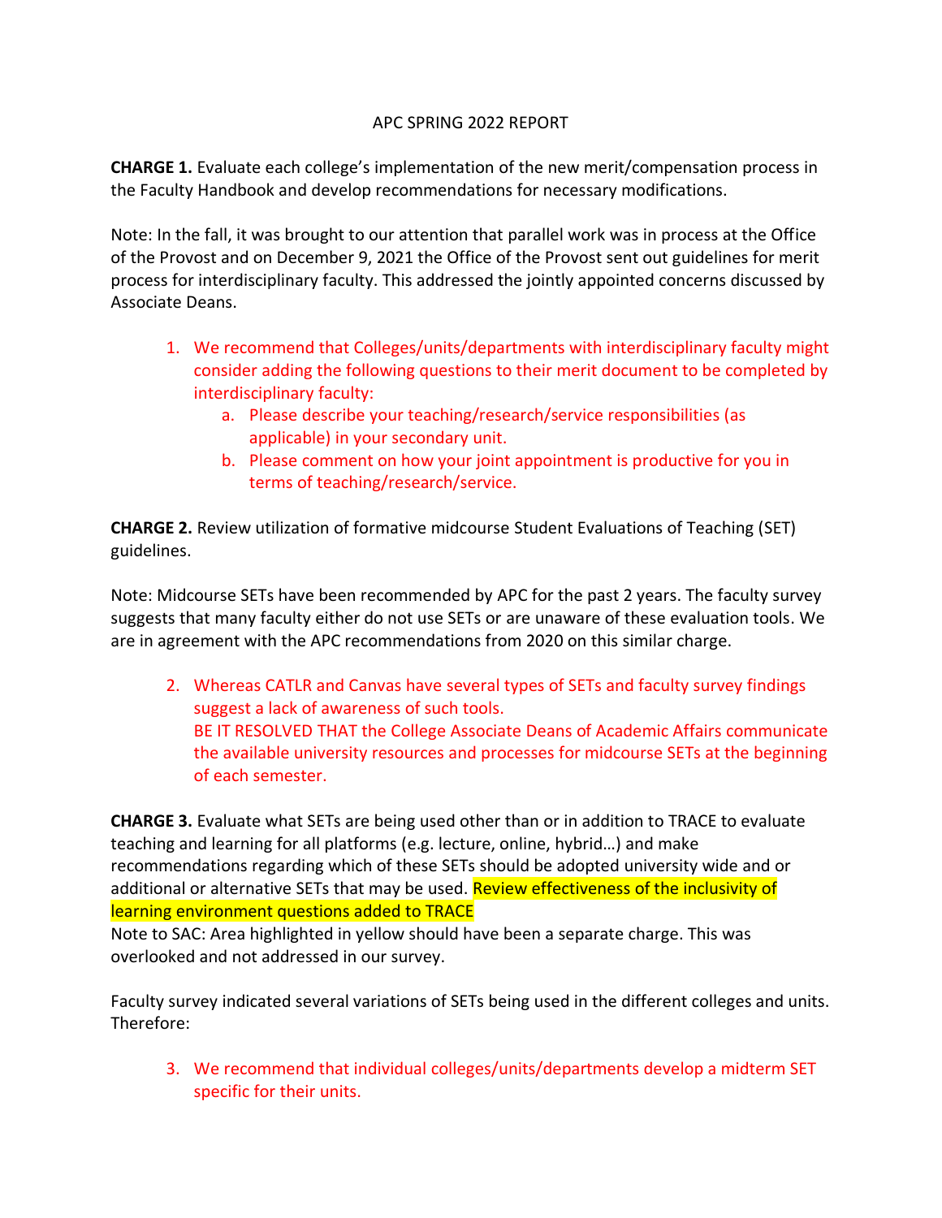# APC SPRING 2022 REPORT

**CHARGE 1.** Evaluate each college's implementation of the new merit/compensation process in the Faculty Handbook and develop recommendations for necessary modifications.

Note: In the fall, it was brought to our attention that parallel work was in process at the Office of the Provost and on December 9, 2021 the Office of the Provost sent out guidelines for merit process for interdisciplinary faculty. This addressed the jointly appointed concerns discussed by Associate Deans.

1. We recommend that Colleges/units/departments with interdisciplinary faculty might consider adding the following questions to their merit document to be completed by interdisciplinary faculty:
   a. Please describe your teaching/research/service responsibilities (as applicable) in your secondary unit.
   b. Please comment on how your joint appointment is productive for you in terms of teaching/research/service.

**CHARGE 2.** Review utilization of formative midcourse Student Evaluations of Teaching (SET) guidelines.

Note: Midcourse SETs have been recommended by APC for the past 2 years. The faculty survey suggests that many faculty either do not use SETs or are unaware of these evaluation tools. We are in agreement with the APC recommendations from 2020 on this similar charge.

2. Whereas CATLR and Canvas have several types of SETs and faculty survey findings suggest a lack of awareness of such tools.
   BE IT RESOLVED THAT the College Associate Deans of Academic Affairs communicate the available university resources and processes for midcourse SETs at the beginning of each semester.

**CHARGE 3.** Evaluate what SETs are being used other than or in addition to TRACE to evaluate teaching and learning for all platforms (e.g. lecture, online, hybrid…) and make recommendations regarding which of these SETs should be adopted university wide and or additional or alternative SETs that may be used. Review effectiveness of the inclusivity of learning environment questions added to TRACE

Note to SAC: Area highlighted in yellow should have been a separate charge. This was overlooked and not addressed in our survey.

Faculty survey indicated several variations of SETs being used in the different colleges and units. Therefore:

3. We recommend that individual colleges/units/departments develop a midterm SET specific for their units.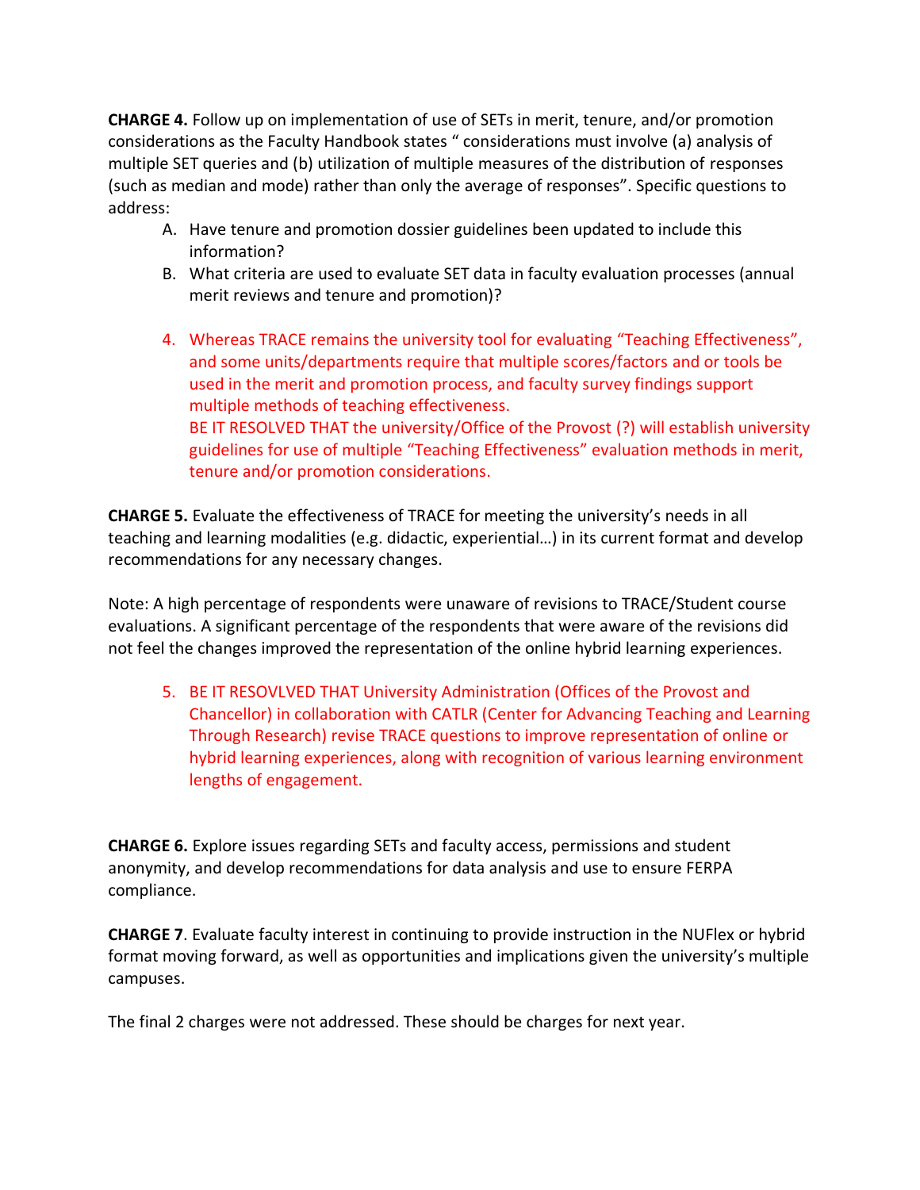**CHARGE 4.** Follow up on implementation of use of SETs in merit, tenure, and/or promotion considerations as the Faculty Handbook states " considerations must involve (a) analysis of multiple SET queries and (b) utilization of multiple measures of the distribution of responses (such as median and mode) rather than only the average of responses". Specific questions to address:

A. Have tenure and promotion dossier guidelines been updated to include this information?
B. What criteria are used to evaluate SET data in faculty evaluation processes (annual merit reviews and tenure and promotion)?

4. Whereas TRACE remains the university tool for evaluating "Teaching Effectiveness", and some units/departments require that multiple scores/factors and or tools be used in the merit and promotion process, and faculty survey findings support multiple methods of teaching effectiveness.
   BE IT RESOLVED THAT the university/Office of the Provost (?) will establish university guidelines for use of multiple "Teaching Effectiveness" evaluation methods in merit, tenure and/or promotion considerations.

**CHARGE 5.** Evaluate the effectiveness of TRACE for meeting the university's needs in all teaching and learning modalities (e.g. didactic, experiential…) in its current format and develop recommendations for any necessary changes.

Note: A high percentage of respondents were unaware of revisions to TRACE/Student course evaluations. A significant percentage of the respondents that were aware of the revisions did not feel the changes improved the representation of the online hybrid learning experiences.

5. BE IT RESOVLVED THAT University Administration (Offices of the Provost and Chancellor) in collaboration with CATLR (Center for Advancing Teaching and Learning Through Research) revise TRACE questions to improve representation of online or hybrid learning experiences, along with recognition of various learning environment lengths of engagement.

**CHARGE 6.** Explore issues regarding SETs and faculty access, permissions and student anonymity, and develop recommendations for data analysis and use to ensure FERPA compliance.

**CHARGE 7**. Evaluate faculty interest in continuing to provide instruction in the NUFlex or hybrid format moving forward, as well as opportunities and implications given the university's multiple campuses.

The final 2 charges were not addressed. These should be charges for next year.